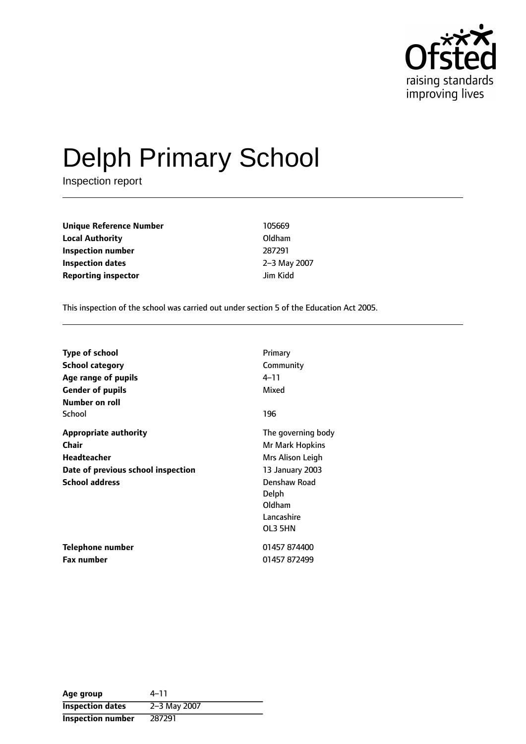# Delph Primary School

Inspection report

| | |
|---|---|
| **Unique Reference Number** | 105669 |
| **Local Authority** | Oldham |
| **Inspection number** | 287291 |
| **Inspection dates** | 2–3 May 2007 |
| **Reporting inspector** | Jim Kidd |

This inspection of the school was carried out under section 5 of the Education Act 2005.

| | |
|---|---|
| **Type of school** | Primary |
| **School category** | Community |
| **Age range of pupils** | 4–11 |
| **Gender of pupils** | Mixed |
| **Number on roll** | |
| School | 196 |
| **Appropriate authority** | The governing body |
| **Chair** | Mr Mark Hopkins |
| **Headteacher** | Mrs Alison Leigh |
| **Date of previous school inspection** | 13 January 2003 |
| **School address** | Denshaw Road<br>Delph<br>Oldham<br>Lancashire<br>OL3 5HN |
| **Telephone number** | 01457 874400 |
| **Fax number** | 01457 872499 |

| | |
|---|---|
| **Age group** | 4–11 |
| **Inspection dates** | 2–3 May 2007 |
| **Inspection number** | 287291 |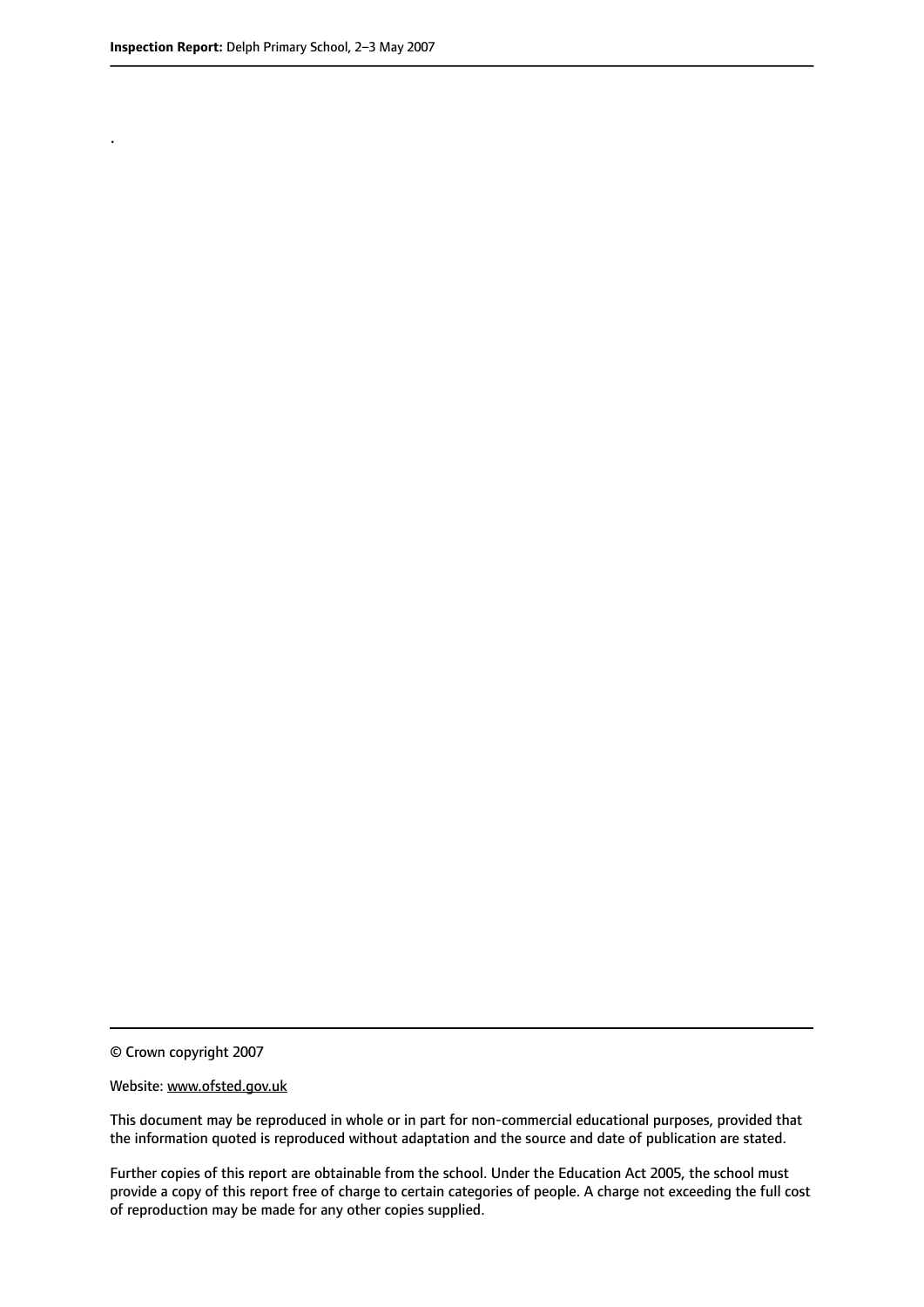.

© Crown copyright 2007

Website: www.ofsted.gov.uk

This document may be reproduced in whole or in part for non-commercial educational purposes, provided that the information quoted is reproduced without adaptation and the source and date of publication are stated.

Further copies of this report are obtainable from the school. Under the Education Act 2005, the school must provide a copy of this report free of charge to certain categories of people. A charge not exceeding the full cost of reproduction may be made for any other copies supplied.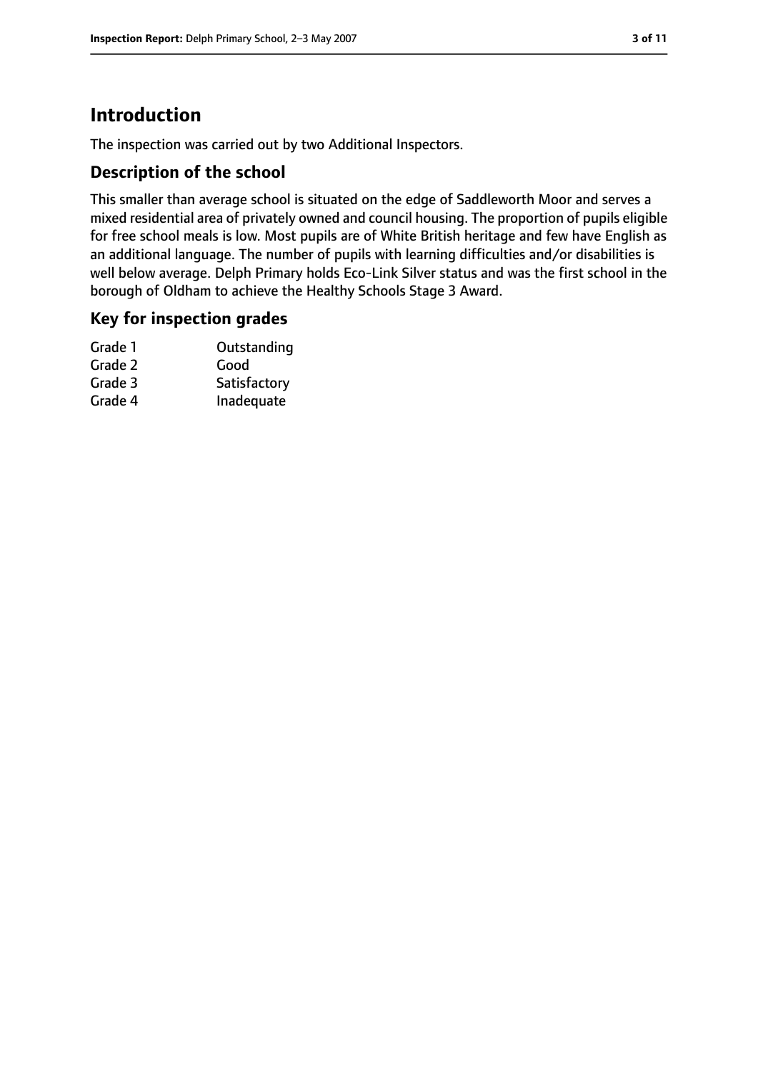# Introduction

The inspection was carried out by two Additional Inspectors.

## Description of the school

This smaller than average school is situated on the edge of Saddleworth Moor and serves a mixed residential area of privately owned and council housing. The proportion of pupils eligible for free school meals is low. Most pupils are of White British heritage and few have English as an additional language. The number of pupils with learning difficulties and/or disabilities is well below average. Delph Primary holds Eco-Link Silver status and was the first school in the borough of Oldham to achieve the Healthy Schools Stage 3 Award.

## Key for inspection grades

| | |
|---|---|
| Grade 1 | Outstanding |
| Grade 2 | Good |
| Grade 3 | Satisfactory |
| Grade 4 | Inadequate |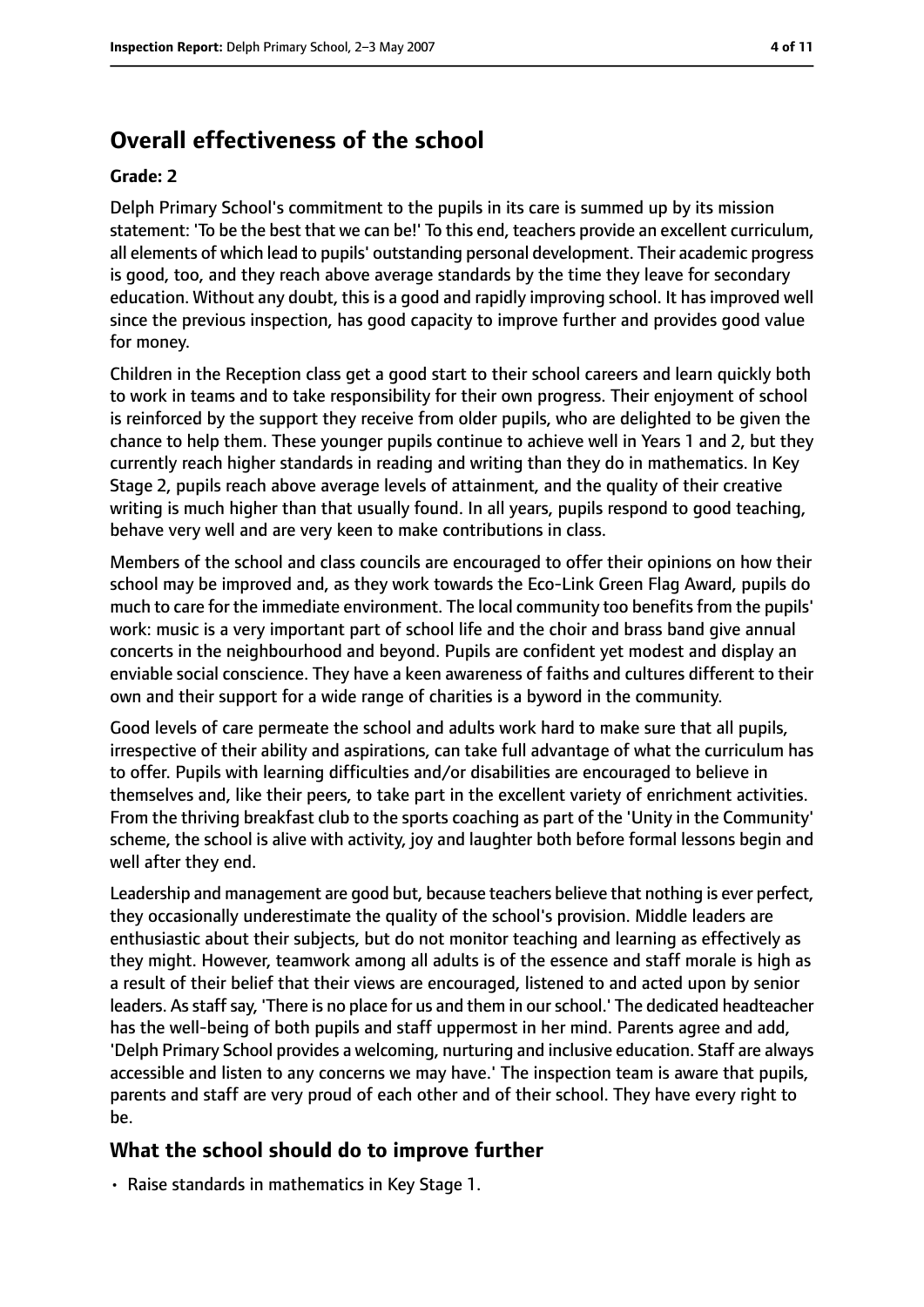## Overall effectiveness of the school

**Grade: 2**

Delph Primary School's commitment to the pupils in its care is summed up by its mission statement: 'To be the best that we can be!' To this end, teachers provide an excellent curriculum, all elements of which lead to pupils' outstanding personal development. Their academic progress is good, too, and they reach above average standards by the time they leave for secondary education. Without any doubt, this is a good and rapidly improving school. It has improved well since the previous inspection, has good capacity to improve further and provides good value for money.

Children in the Reception class get a good start to their school careers and learn quickly both to work in teams and to take responsibility for their own progress. Their enjoyment of school is reinforced by the support they receive from older pupils, who are delighted to be given the chance to help them. These younger pupils continue to achieve well in Years 1 and 2, but they currently reach higher standards in reading and writing than they do in mathematics. In Key Stage 2, pupils reach above average levels of attainment, and the quality of their creative writing is much higher than that usually found. In all years, pupils respond to good teaching, behave very well and are very keen to make contributions in class.

Members of the school and class councils are encouraged to offer their opinions on how their school may be improved and, as they work towards the Eco-Link Green Flag Award, pupils do much to care for the immediate environment. The local community too benefits from the pupils' work: music is a very important part of school life and the choir and brass band give annual concerts in the neighbourhood and beyond. Pupils are confident yet modest and display an enviable social conscience. They have a keen awareness of faiths and cultures different to their own and their support for a wide range of charities is a byword in the community.

Good levels of care permeate the school and adults work hard to make sure that all pupils, irrespective of their ability and aspirations, can take full advantage of what the curriculum has to offer. Pupils with learning difficulties and/or disabilities are encouraged to believe in themselves and, like their peers, to take part in the excellent variety of enrichment activities. From the thriving breakfast club to the sports coaching as part of the 'Unity in the Community' scheme, the school is alive with activity, joy and laughter both before formal lessons begin and well after they end.

Leadership and management are good but, because teachers believe that nothing is ever perfect, they occasionally underestimate the quality of the school's provision. Middle leaders are enthusiastic about their subjects, but do not monitor teaching and learning as effectively as they might. However, teamwork among all adults is of the essence and staff morale is high as a result of their belief that their views are encouraged, listened to and acted upon by senior leaders. As staff say, 'There is no place for us and them in our school.' The dedicated headteacher has the well-being of both pupils and staff uppermost in her mind. Parents agree and add, 'Delph Primary School provides a welcoming, nurturing and inclusive education. Staff are always accessible and listen to any concerns we may have.' The inspection team is aware that pupils, parents and staff are very proud of each other and of their school. They have every right to be.

### What the school should do to improve further

- Raise standards in mathematics in Key Stage 1.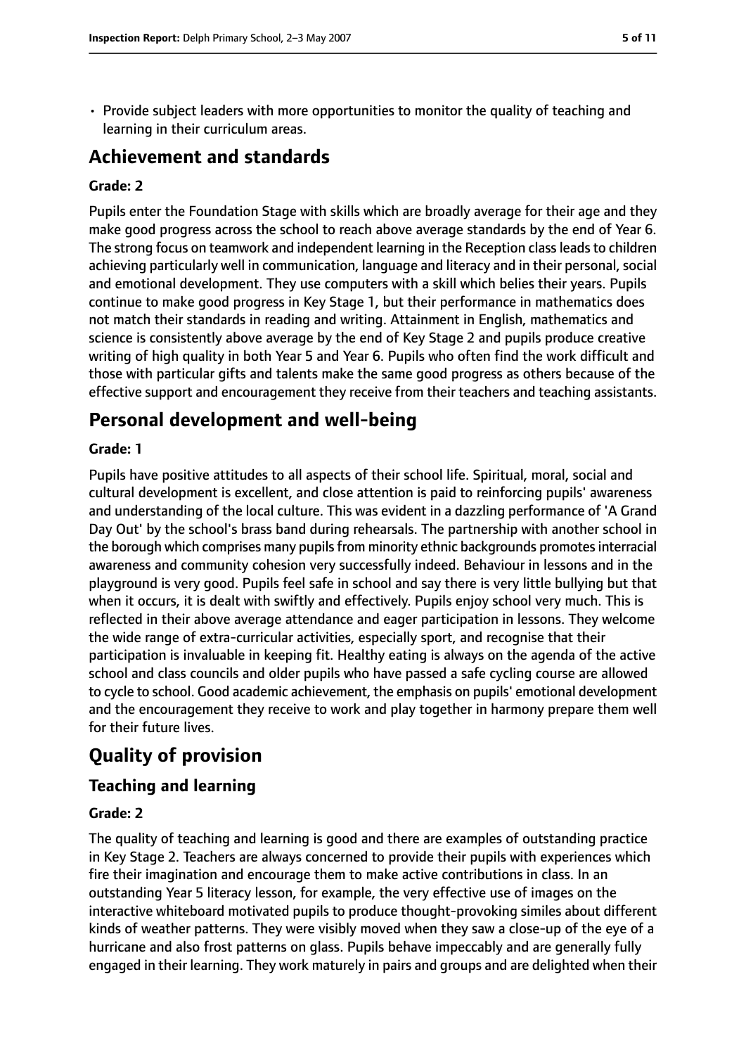- Provide subject leaders with more opportunities to monitor the quality of teaching and learning in their curriculum areas.

## Achievement and standards

**Grade: 2**

Pupils enter the Foundation Stage with skills which are broadly average for their age and they make good progress across the school to reach above average standards by the end of Year 6. The strong focus on teamwork and independent learning in the Reception class leads to children achieving particularly well in communication, language and literacy and in their personal, social and emotional development. They use computers with a skill which belies their years. Pupils continue to make good progress in Key Stage 1, but their performance in mathematics does not match their standards in reading and writing. Attainment in English, mathematics and science is consistently above average by the end of Key Stage 2 and pupils produce creative writing of high quality in both Year 5 and Year 6. Pupils who often find the work difficult and those with particular gifts and talents make the same good progress as others because of the effective support and encouragement they receive from their teachers and teaching assistants.

## Personal development and well-being

**Grade: 1**

Pupils have positive attitudes to all aspects of their school life. Spiritual, moral, social and cultural development is excellent, and close attention is paid to reinforcing pupils' awareness and understanding of the local culture. This was evident in a dazzling performance of 'A Grand Day Out' by the school's brass band during rehearsals. The partnership with another school in the borough which comprises many pupils from minority ethnic backgrounds promotes interracial awareness and community cohesion very successfully indeed. Behaviour in lessons and in the playground is very good. Pupils feel safe in school and say there is very little bullying but that when it occurs, it is dealt with swiftly and effectively. Pupils enjoy school very much. This is reflected in their above average attendance and eager participation in lessons. They welcome the wide range of extra-curricular activities, especially sport, and recognise that their participation is invaluable in keeping fit. Healthy eating is always on the agenda of the active school and class councils and older pupils who have passed a safe cycling course are allowed to cycle to school. Good academic achievement, the emphasis on pupils' emotional development and the encouragement they receive to work and play together in harmony prepare them well for their future lives.

# Quality of provision

## Teaching and learning

**Grade: 2**

The quality of teaching and learning is good and there are examples of outstanding practice in Key Stage 2. Teachers are always concerned to provide their pupils with experiences which fire their imagination and encourage them to make active contributions in class. In an outstanding Year 5 literacy lesson, for example, the very effective use of images on the interactive whiteboard motivated pupils to produce thought-provoking similes about different kinds of weather patterns. They were visibly moved when they saw a close-up of the eye of a hurricane and also frost patterns on glass. Pupils behave impeccably and are generally fully engaged in their learning. They work maturely in pairs and groups and are delighted when their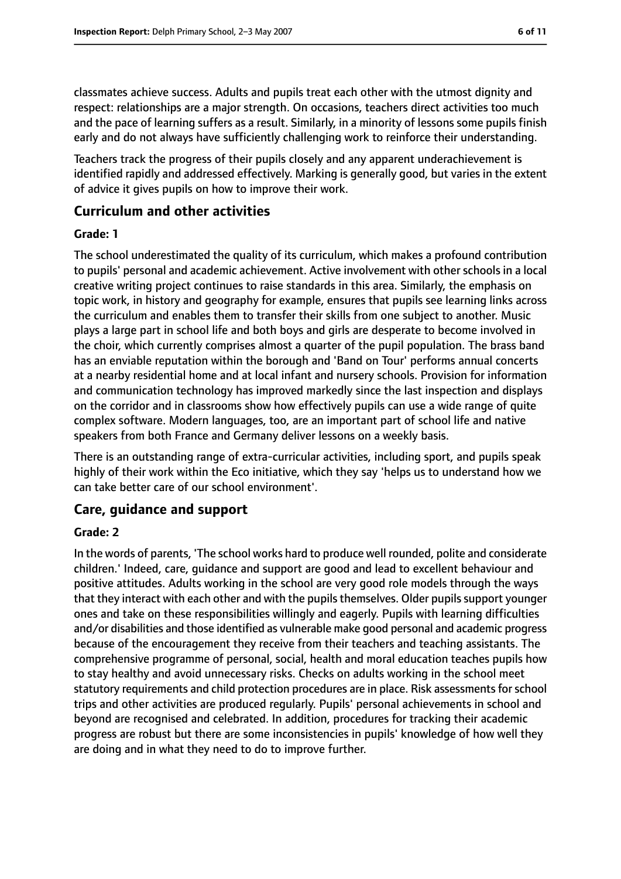classmates achieve success. Adults and pupils treat each other with the utmost dignity and respect: relationships are a major strength. On occasions, teachers direct activities too much and the pace of learning suffers as a result. Similarly, in a minority of lessons some pupils finish early and do not always have sufficiently challenging work to reinforce their understanding.

Teachers track the progress of their pupils closely and any apparent underachievement is identified rapidly and addressed effectively. Marking is generally good, but varies in the extent of advice it gives pupils on how to improve their work.

## Curriculum and other activities

### Grade: 1

The school underestimated the quality of its curriculum, which makes a profound contribution to pupils' personal and academic achievement. Active involvement with other schools in a local creative writing project continues to raise standards in this area. Similarly, the emphasis on topic work, in history and geography for example, ensures that pupils see learning links across the curriculum and enables them to transfer their skills from one subject to another. Music plays a large part in school life and both boys and girls are desperate to become involved in the choir, which currently comprises almost a quarter of the pupil population. The brass band has an enviable reputation within the borough and 'Band on Tour' performs annual concerts at a nearby residential home and at local infant and nursery schools. Provision for information and communication technology has improved markedly since the last inspection and displays on the corridor and in classrooms show how effectively pupils can use a wide range of quite complex software. Modern languages, too, are an important part of school life and native speakers from both France and Germany deliver lessons on a weekly basis.

There is an outstanding range of extra-curricular activities, including sport, and pupils speak highly of their work within the Eco initiative, which they say 'helps us to understand how we can take better care of our school environment'.

## Care, guidance and support

### Grade: 2

In the words of parents, 'The school works hard to produce well rounded, polite and considerate children.' Indeed, care, guidance and support are good and lead to excellent behaviour and positive attitudes. Adults working in the school are very good role models through the ways that they interact with each other and with the pupils themselves. Older pupils support younger ones and take on these responsibilities willingly and eagerly. Pupils with learning difficulties and/or disabilities and those identified as vulnerable make good personal and academic progress because of the encouragement they receive from their teachers and teaching assistants. The comprehensive programme of personal, social, health and moral education teaches pupils how to stay healthy and avoid unnecessary risks. Checks on adults working in the school meet statutory requirements and child protection procedures are in place. Risk assessments for school trips and other activities are produced regularly. Pupils' personal achievements in school and beyond are recognised and celebrated. In addition, procedures for tracking their academic progress are robust but there are some inconsistencies in pupils' knowledge of how well they are doing and in what they need to do to improve further.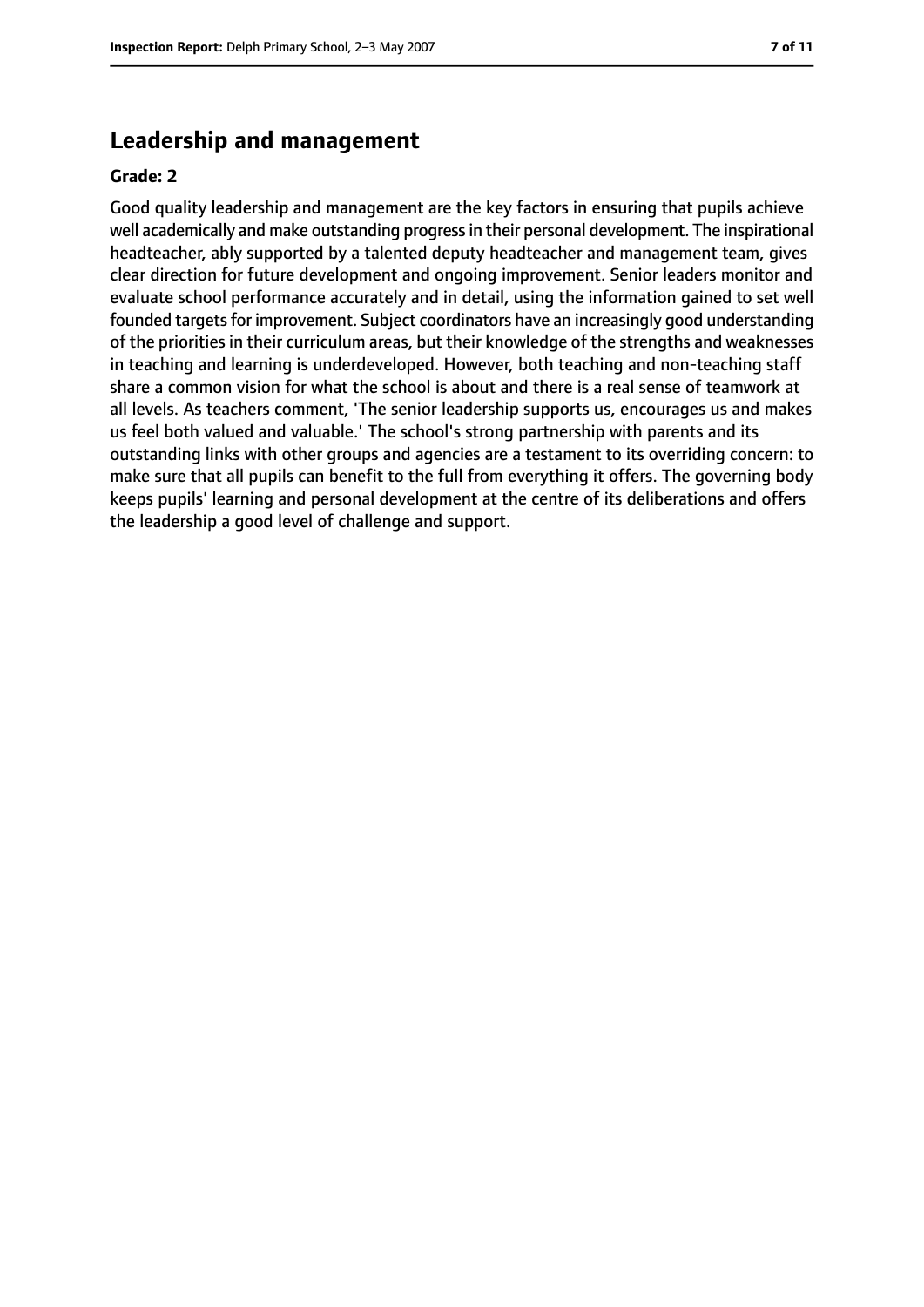## Leadership and management

**Grade: 2**

Good quality leadership and management are the key factors in ensuring that pupils achieve well academically and make outstanding progress in their personal development. The inspirational headteacher, ably supported by a talented deputy headteacher and management team, gives clear direction for future development and ongoing improvement. Senior leaders monitor and evaluate school performance accurately and in detail, using the information gained to set well founded targets for improvement. Subject coordinators have an increasingly good understanding of the priorities in their curriculum areas, but their knowledge of the strengths and weaknesses in teaching and learning is underdeveloped. However, both teaching and non-teaching staff share a common vision for what the school is about and there is a real sense of teamwork at all levels. As teachers comment, 'The senior leadership supports us, encourages us and makes us feel both valued and valuable.' The school's strong partnership with parents and its outstanding links with other groups and agencies are a testament to its overriding concern: to make sure that all pupils can benefit to the full from everything it offers. The governing body keeps pupils' learning and personal development at the centre of its deliberations and offers the leadership a good level of challenge and support.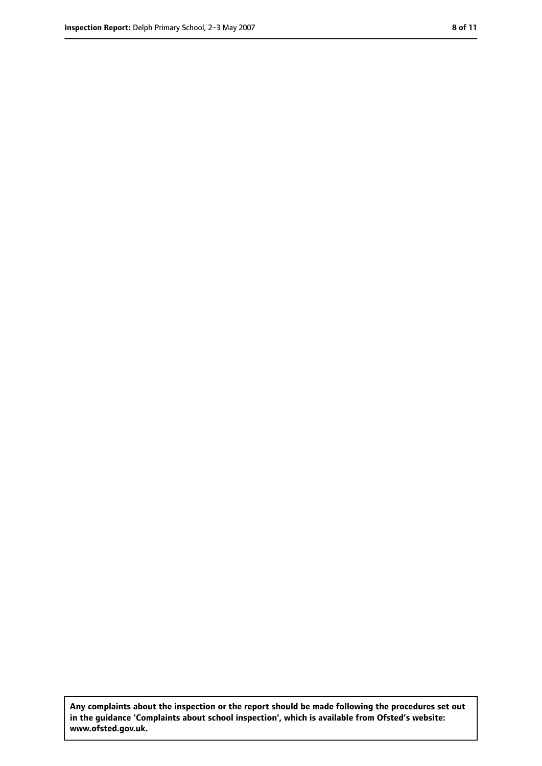**Any complaints about the inspection or the report should be made following the procedures set out in the guidance 'Complaints about school inspection', which is available from Ofsted's website: www.ofsted.gov.uk.**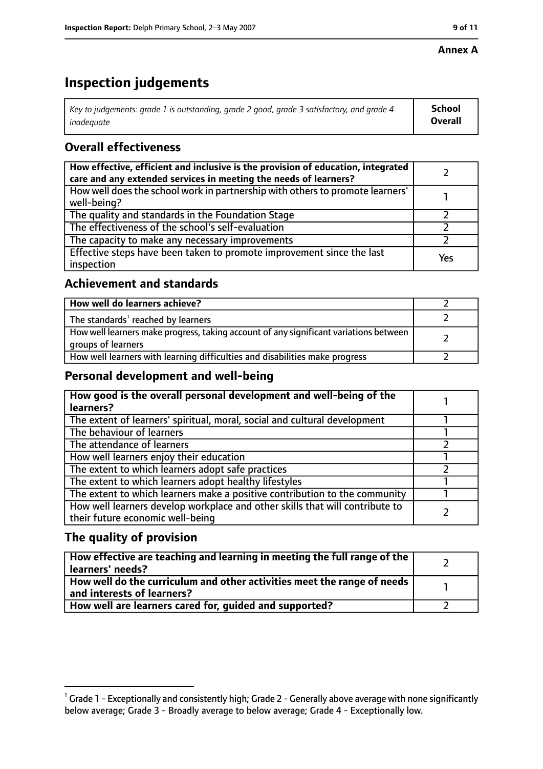**Annex A**

# Inspection judgements

| *Key to judgements: grade 1 is outstanding, grade 2 good, grade 3 satisfactory, and grade 4 inadequate* | **School Overall** |
|---|---|

## Overall effectiveness

| | |
|---|---|
| **How effective, efficient and inclusive is the provision of education, integrated care and any extended services in meeting the needs of learners?** | 2 |
| How well does the school work in partnership with others to promote learners' well-being? | 1 |
| The quality and standards in the Foundation Stage | 2 |
| The effectiveness of the school's self-evaluation | 2 |
| The capacity to make any necessary improvements | 2 |
| Effective steps have been taken to promote improvement since the last inspection | Yes |

## Achievement and standards

| | |
|---|---|
| **How well do learners achieve?** | 2 |
| The standards[1] reached by learners | 2 |
| How well learners make progress, taking account of any significant variations between groups of learners | 2 |
| How well learners with learning difficulties and disabilities make progress | 2 |

## Personal development and well-being

| | |
|---|---|
| **How good is the overall personal development and well-being of the learners?** | 1 |
| The extent of learners' spiritual, moral, social and cultural development | 1 |
| The behaviour of learners | 1 |
| The attendance of learners | 2 |
| How well learners enjoy their education | 1 |
| The extent to which learners adopt safe practices | 2 |
| The extent to which learners adopt healthy lifestyles | 1 |
| The extent to which learners make a positive contribution to the community | 1 |
| How well learners develop workplace and other skills that will contribute to their future economic well-being | 2 |

## The quality of provision

| | |
|---|---|
| **How effective are teaching and learning in meeting the full range of the learners' needs?** | 2 |
| **How well do the curriculum and other activities meet the range of needs and interests of learners?** | 1 |
| **How well are learners cared for, guided and supported?** | 2 |

[1] Grade 1 - Exceptionally and consistently high; Grade 2 - Generally above average with none significantly below average; Grade 3 - Broadly average to below average; Grade 4 - Exceptionally low.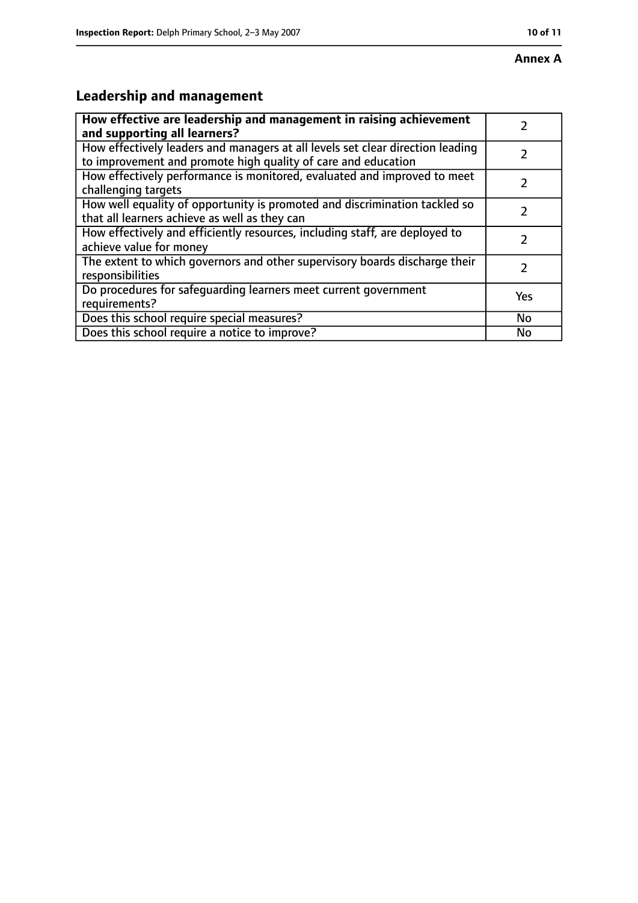**Annex A**

## Leadership and management

| **How effective are leadership and management in raising achievement and supporting all learners?** | 2 |
|---|---|
| How effectively leaders and managers at all levels set clear direction leading to improvement and promote high quality of care and education | 2 |
| How effectively performance is monitored, evaluated and improved to meet challenging targets | 2 |
| How well equality of opportunity is promoted and discrimination tackled so that all learners achieve as well as they can | 2 |
| How effectively and efficiently resources, including staff, are deployed to achieve value for money | 2 |
| The extent to which governors and other supervisory boards discharge their responsibilities | 2 |
| Do procedures for safeguarding learners meet current government requirements? | Yes |
| Does this school require special measures? | No |
| Does this school require a notice to improve? | No |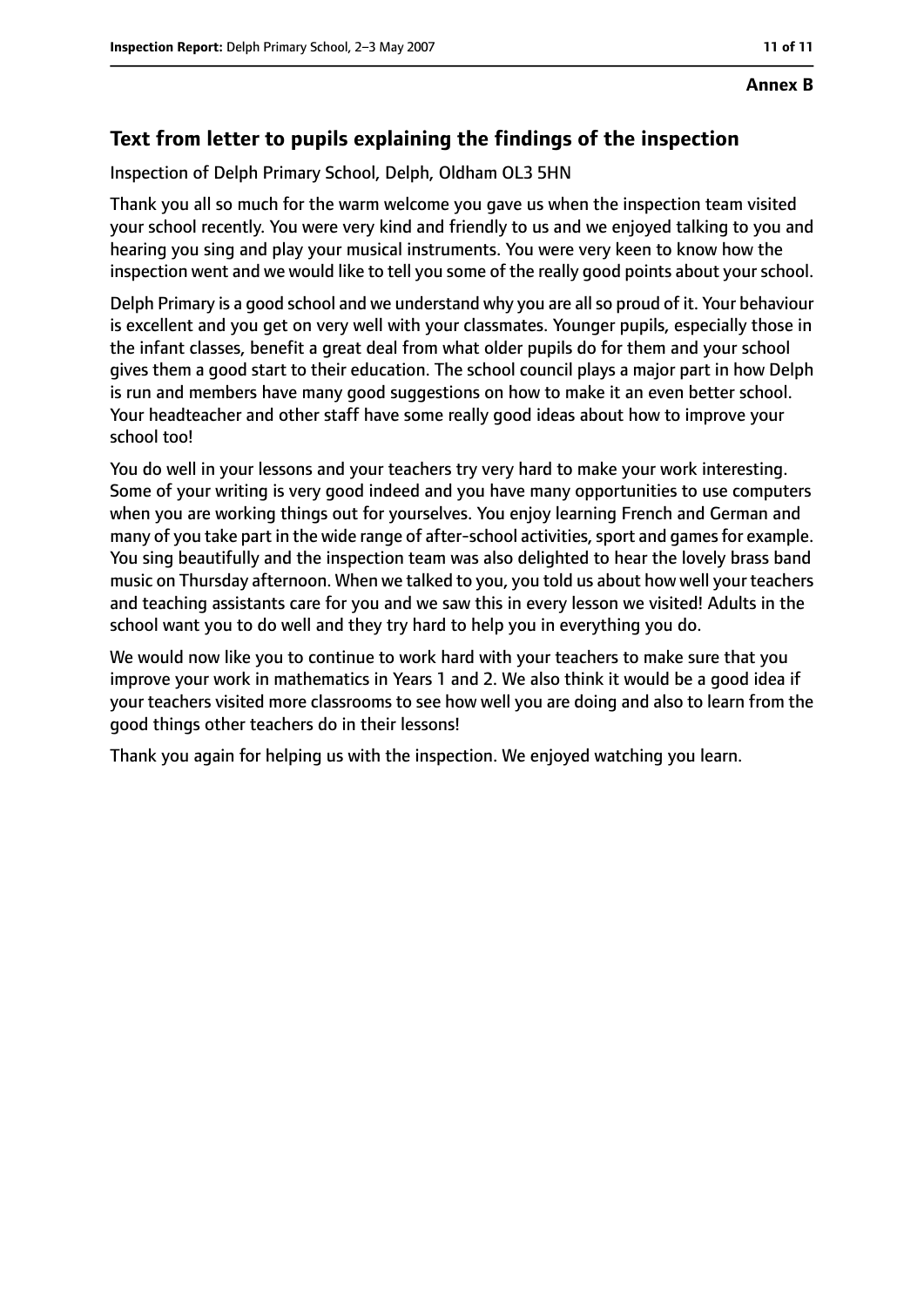Annex B

## Text from letter to pupils explaining the findings of the inspection

Inspection of Delph Primary School, Delph, Oldham OL3 5HN

Thank you all so much for the warm welcome you gave us when the inspection team visited your school recently. You were very kind and friendly to us and we enjoyed talking to you and hearing you sing and play your musical instruments. You were very keen to know how the inspection went and we would like to tell you some of the really good points about your school.

Delph Primary is a good school and we understand why you are all so proud of it. Your behaviour is excellent and you get on very well with your classmates. Younger pupils, especially those in the infant classes, benefit a great deal from what older pupils do for them and your school gives them a good start to their education. The school council plays a major part in how Delph is run and members have many good suggestions on how to make it an even better school. Your headteacher and other staff have some really good ideas about how to improve your school too!

You do well in your lessons and your teachers try very hard to make your work interesting. Some of your writing is very good indeed and you have many opportunities to use computers when you are working things out for yourselves. You enjoy learning French and German and many of you take part in the wide range of after-school activities, sport and games for example. You sing beautifully and the inspection team was also delighted to hear the lovely brass band music on Thursday afternoon. When we talked to you, you told us about how well your teachers and teaching assistants care for you and we saw this in every lesson we visited! Adults in the school want you to do well and they try hard to help you in everything you do.

We would now like you to continue to work hard with your teachers to make sure that you improve your work in mathematics in Years 1 and 2. We also think it would be a good idea if your teachers visited more classrooms to see how well you are doing and also to learn from the good things other teachers do in their lessons!

Thank you again for helping us with the inspection. We enjoyed watching you learn.